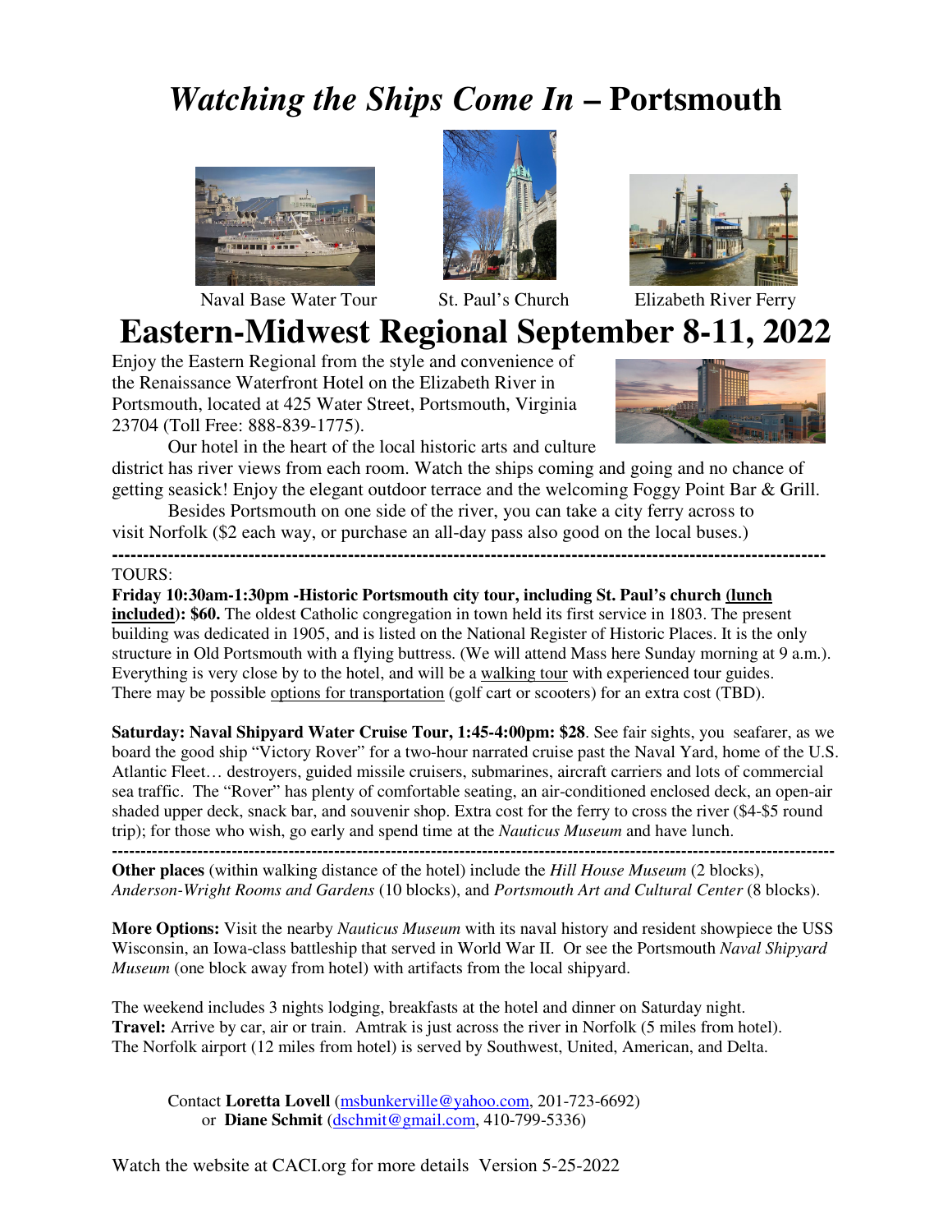# *Watching the Ships Come In* – Portsmouth

Naval Base Water Tour          St. Paul's Church          Elizabeth River Ferry

# Eastern-Midwest Regional September 8-11, 2022

Enjoy the Eastern Regional from the style and convenience of the Renaissance Waterfront Hotel on the Elizabeth River in Portsmouth, located at 425 Water Street, Portsmouth, Virginia 23704 (Toll Free: 888-839-1775).

Our hotel in the heart of the local historic arts and culture district has river views from each room. Watch the ships coming and going and no chance of getting seasick! Enjoy the elegant outdoor terrace and the welcoming Foggy Point Bar & Grill.

Besides Portsmouth on one side of the river, you can take a city ferry across to visit Norfolk ($2 each way, or purchase an all-day pass also good on the local buses.)

---

TOURS:

**Friday 10:30am-1:30pm -Historic Portsmouth city tour, including St. Paul's church <u>(lunch included)</u>: $60.** The oldest Catholic congregation in town held its first service in 1803. The present building was dedicated in 1905, and is listed on the National Register of Historic Places. It is the only structure in Old Portsmouth with a flying buttress. (We will attend Mass here Sunday morning at 9 a.m.). Everything is very close by to the hotel, and will be a <u>walking tour</u> with experienced tour guides. There may be possible <u>options for transportation</u> (golf cart or scooters) for an extra cost (TBD).

**Saturday: Naval Shipyard Water Cruise Tour, 1:45-4:00pm: $28**. See fair sights, you seafarer, as we board the good ship "Victory Rover" for a two-hour narrated cruise past the Naval Yard, home of the U.S. Atlantic Fleet… destroyers, guided missile cruisers, submarines, aircraft carriers and lots of commercial sea traffic. The "Rover" has plenty of comfortable seating, an air-conditioned enclosed deck, an open-air shaded upper deck, snack bar, and souvenir shop. Extra cost for the ferry to cross the river ($4-$5 round trip); for those who wish, go early and spend time at the *Nauticus Museum* and have lunch.

---

**Other places** (within walking distance of the hotel) include the *Hill House Museum* (2 blocks), *Anderson-Wright Rooms and Gardens* (10 blocks), and *Portsmouth Art and Cultural Center* (8 blocks).

**More Options:** Visit the nearby *Nauticus Museum* with its naval history and resident showpiece the USS Wisconsin, an Iowa-class battleship that served in World War II. Or see the Portsmouth *Naval Shipyard Museum* (one block away from hotel) with artifacts from the local shipyard.

The weekend includes 3 nights lodging, breakfasts at the hotel and dinner on Saturday night.
**Travel:** Arrive by car, air or train. Amtrak is just across the river in Norfolk (5 miles from hotel). The Norfolk airport (12 miles from hotel) is served by Southwest, United, American, and Delta.

Contact **Loretta Lovell** (msbunkerville@yahoo.com, 201-723-6692)
or **Diane Schmit** (dschmit@gmail.com, 410-799-5336)

Watch the website at CACI.org for more details Version 5-25-2022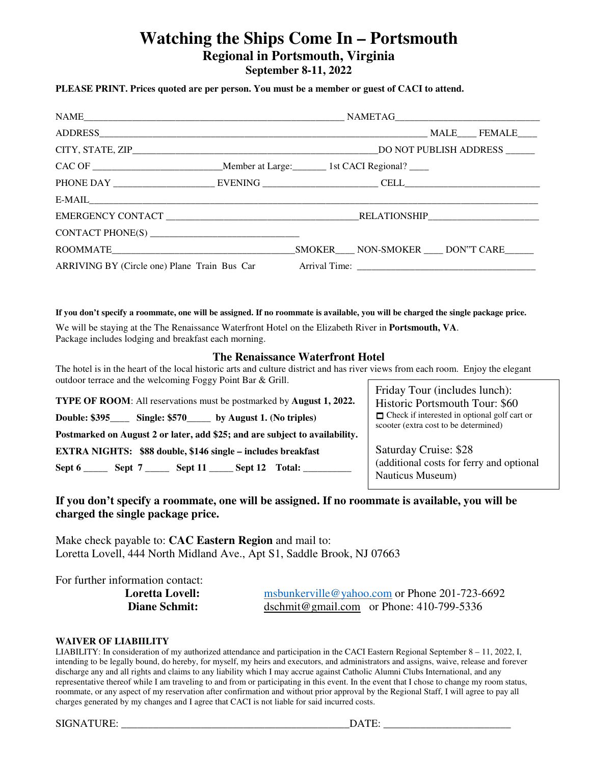# Watching the Ships Come In – Portsmouth

## Regional in Portsmouth, Virginia

### September 8-11, 2022

**PLEASE PRINT. Prices quoted are per person. You must be a member or guest of CACI to attend.**

NAME_______________________________________________________ NAMETAG______________________________

ADDRESS______________________________________________________________________ MALE____ FEMALE____

CITY, STATE, ZIP____________________________________________________DO NOT PUBLISH ADDRESS ______

CAC OF __________________________Member at Large:_______ 1st CACI Regional? ____

PHONE DAY _____________________ EVENING _______________________ CELL____________________________

E-MAIL_____________________________________________________________________________________________

EMERGENCY CONTACT _______________________________________RELATIONSHIP______________________

CONTACT PHONE(S) _______________________________

ROOMMATE______________________________________SMOKER____ NON-SMOKER ____ DON"T CARE______

ARRIVING BY (Circle one) Plane Train Bus Car Arrival Time: _____________________________________

**If you don't specify a roommate, one will be assigned. If no roommate is available, you will be charged the single package price.**

We will be staying at the The Renaissance Waterfront Hotel on the Elizabeth River in **Portsmouth, VA**.
Package includes lodging and breakfast each morning.

### The Renaissance Waterfront Hotel

The hotel is in the heart of the local historic arts and culture district and has river views from each room. Enjoy the elegant outdoor terrace and the welcoming Foggy Point Bar & Grill.

**TYPE OF ROOM**: All reservations must be postmarked by **August 1, 2022.**

**Double: $395____ Single: $570_____ by August 1. (No triples)**

**Postmarked on August 2 or later, add $25; and are subject to availability.**

**EXTRA NIGHTS: $88 double, $146 single – includes breakfast**

**Sept 6 _____ Sept 7 _____ Sept 11 _____ Sept 12 Total: __________**

Friday Tour (includes lunch):
Historic Portsmouth Tour: $60
☐ Check if interested in optional golf cart or scooter (extra cost to be determined)

Saturday Cruise: $28
(additional costs for ferry and optional Nauticus Museum)

**If you don't specify a roommate, one will be assigned. If no roommate is available, you will be charged the single package price.**

Make check payable to: **CAC Eastern Region** and mail to:
Loretta Lovell, 444 North Midland Ave., Apt S1, Saddle Brook, NJ 07663

For further information contact:

**Loretta Lovell:** msbunkerville@yahoo.com or Phone 201-723-6692
**Diane Schmit:** dschmit@gmail.com or Phone: 410-799-5336

**WAIVER OF LIABIILITY**

LIABILITY: In consideration of my authorized attendance and participation in the CACI Eastern Regional September 8 – 11, 2022, I, intending to be legally bound, do hereby, for myself, my heirs and executors, and administrators and assigns, waive, release and forever discharge any and all rights and claims to any liability which I may accrue against Catholic Alumni Clubs International, and any representative thereof while I am traveling to and from or participating in this event. In the event that I chose to change my room status, roommate, or any aspect of my reservation after confirmation and without prior approval by the Regional Staff, I will agree to pay all charges generated by my changes and I agree that CACI is not liable for said incurred costs.

SIGNATURE: ____________________________________________DATE: ________________________